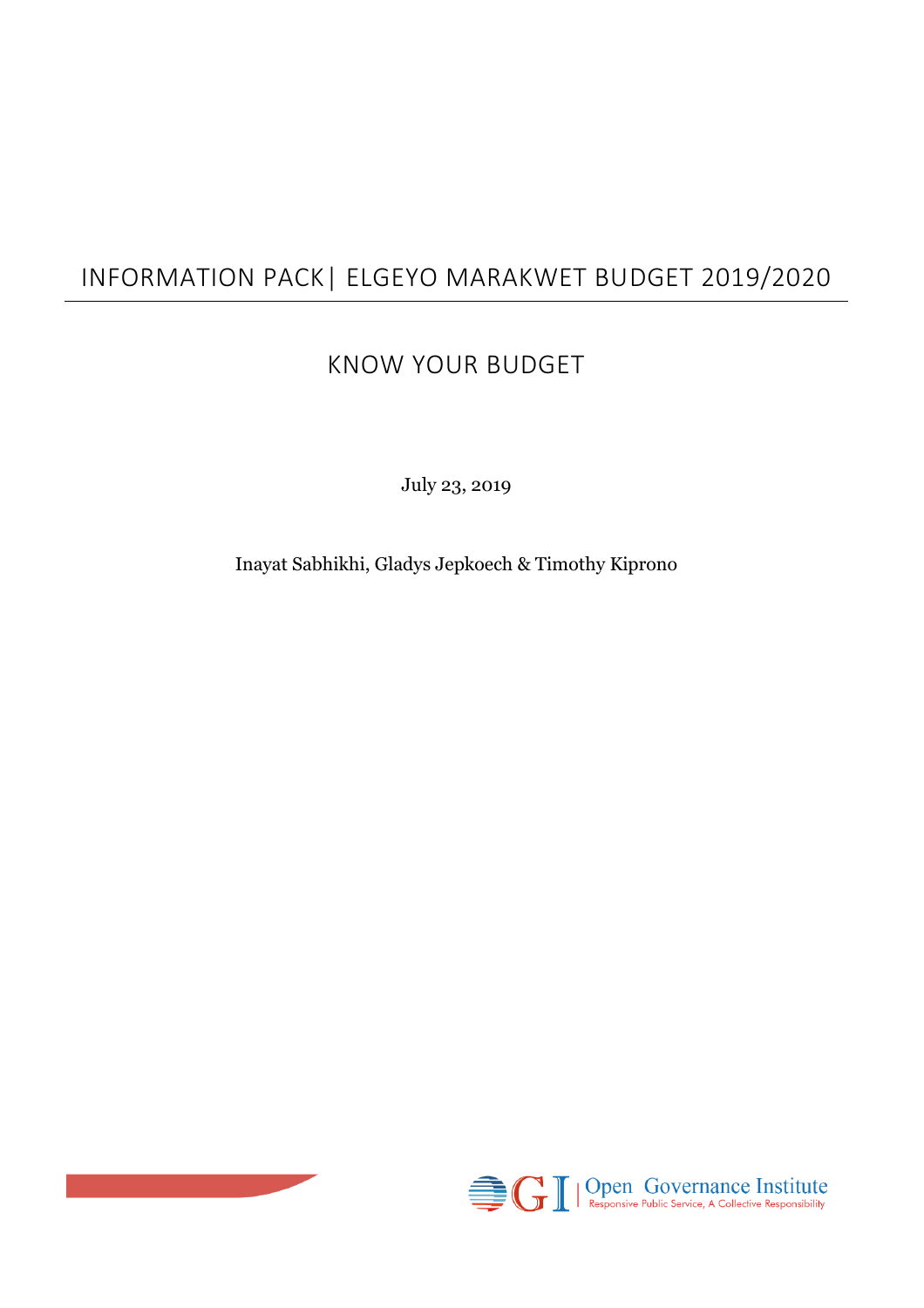# INFORMATION PACK| ELGEYO MARAKWET BUDGET 2019/2020

## KNOW YOUR BUDGET

July 23, 2019

Inayat Sabhikhi, Gladys Jepkoech & Timothy Kiprono

Open Governance Institute
Responsive Public Service, A Collective Responsibility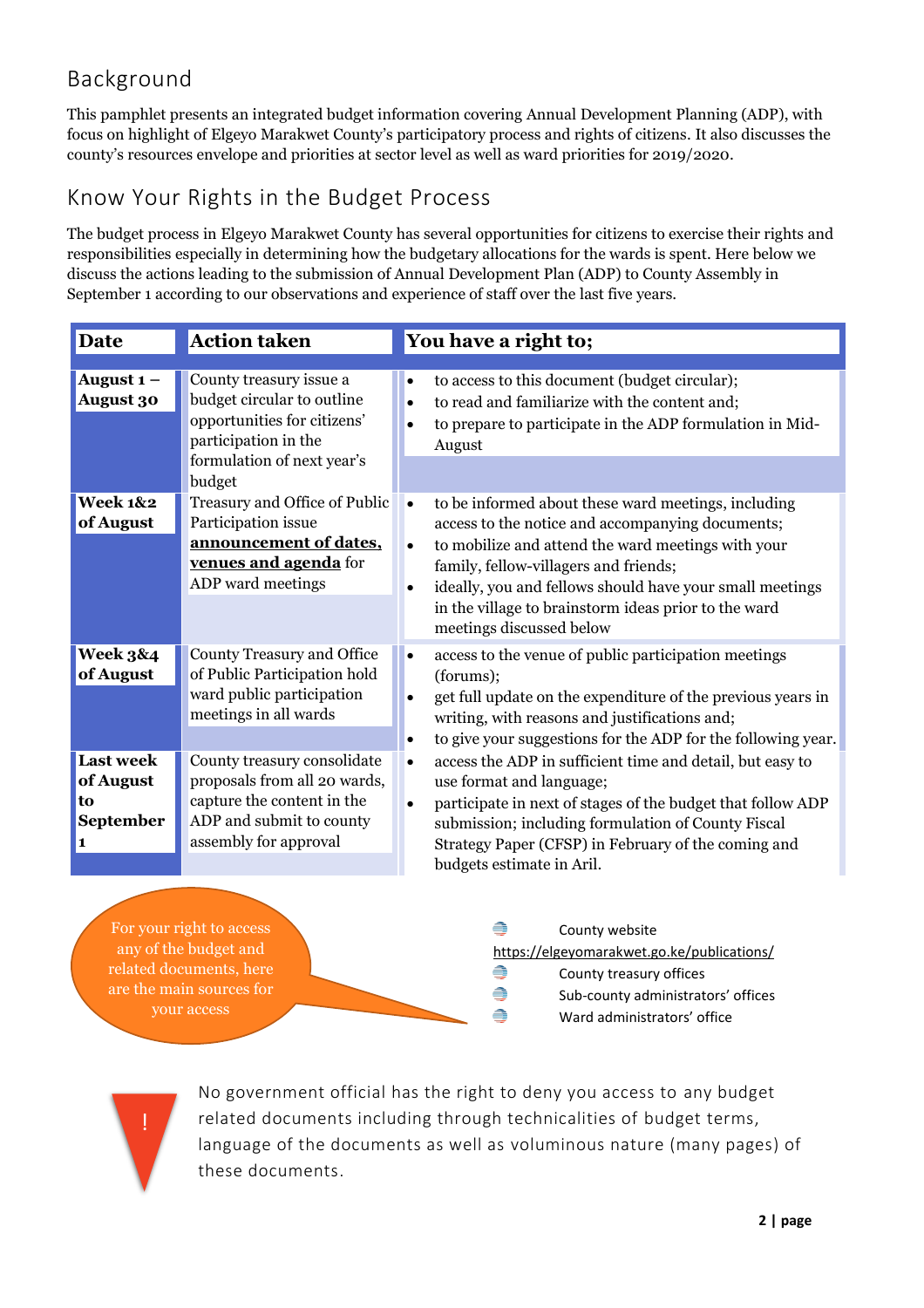## Background

This pamphlet presents an integrated budget information covering Annual Development Planning (ADP), with focus on highlight of Elgeyo Marakwet County's participatory process and rights of citizens. It also discusses the county's resources envelope and priorities at sector level as well as ward priorities for 2019/2020.

## Know Your Rights in the Budget Process

The budget process in Elgeyo Marakwet County has several opportunities for citizens to exercise their rights and responsibilities especially in determining how the budgetary allocations for the wards is spent. Here below we discuss the actions leading to the submission of Annual Development Plan (ADP) to County Assembly in September 1 according to our observations and experience of staff over the last five years.

| Date | Action taken | You have a right to; |
|---|---|---|
| **August 1 – August 30** | County treasury issue a budget circular to outline opportunities for citizens' participation in the formulation of next year's budget | • to access to this document (budget circular);<br>• to read and familiarize with the content and;<br>• to prepare to participate in the ADP formulation in Mid-August |
| **Week 1&2 of August** | Treasury and Office of Public Participation issue **announcement of dates, venues and agenda** for ADP ward meetings | • to be informed about these ward meetings, including access to the notice and accompanying documents;<br>• to mobilize and attend the ward meetings with your family, fellow-villagers and friends;<br>• ideally, you and fellows should have your small meetings in the village to brainstorm ideas prior to the ward meetings discussed below |
| **Week 3&4 of August** | County Treasury and Office of Public Participation hold ward public participation meetings in all wards | • access to the venue of public participation meetings (forums);<br>• get full update on the expenditure of the previous years in writing, with reasons and justifications and;<br>• to give your suggestions for the ADP for the following year. |
| **Last week of August to September 1** | County treasury consolidate proposals from all 20 wards, capture the content in the ADP and submit to county assembly for approval | • access the ADP in sufficient time and detail, but easy to use format and language;<br>• participate in next of stages of the budget that follow ADP submission; including formulation of County Fiscal Strategy Paper (CFSP) in February of the coming and budgets estimate in Aril. |

For your right to access any of the budget and related documents, here are the main sources for your access

- County website https://elgeyomarakwet.go.ke/publications/
- County treasury offices
- Sub-county administrators' offices
- Ward administrators' office

! No government official has the right to deny you access to any budget related documents including through technicalities of budget terms, language of the documents as well as voluminous nature (many pages) of these documents.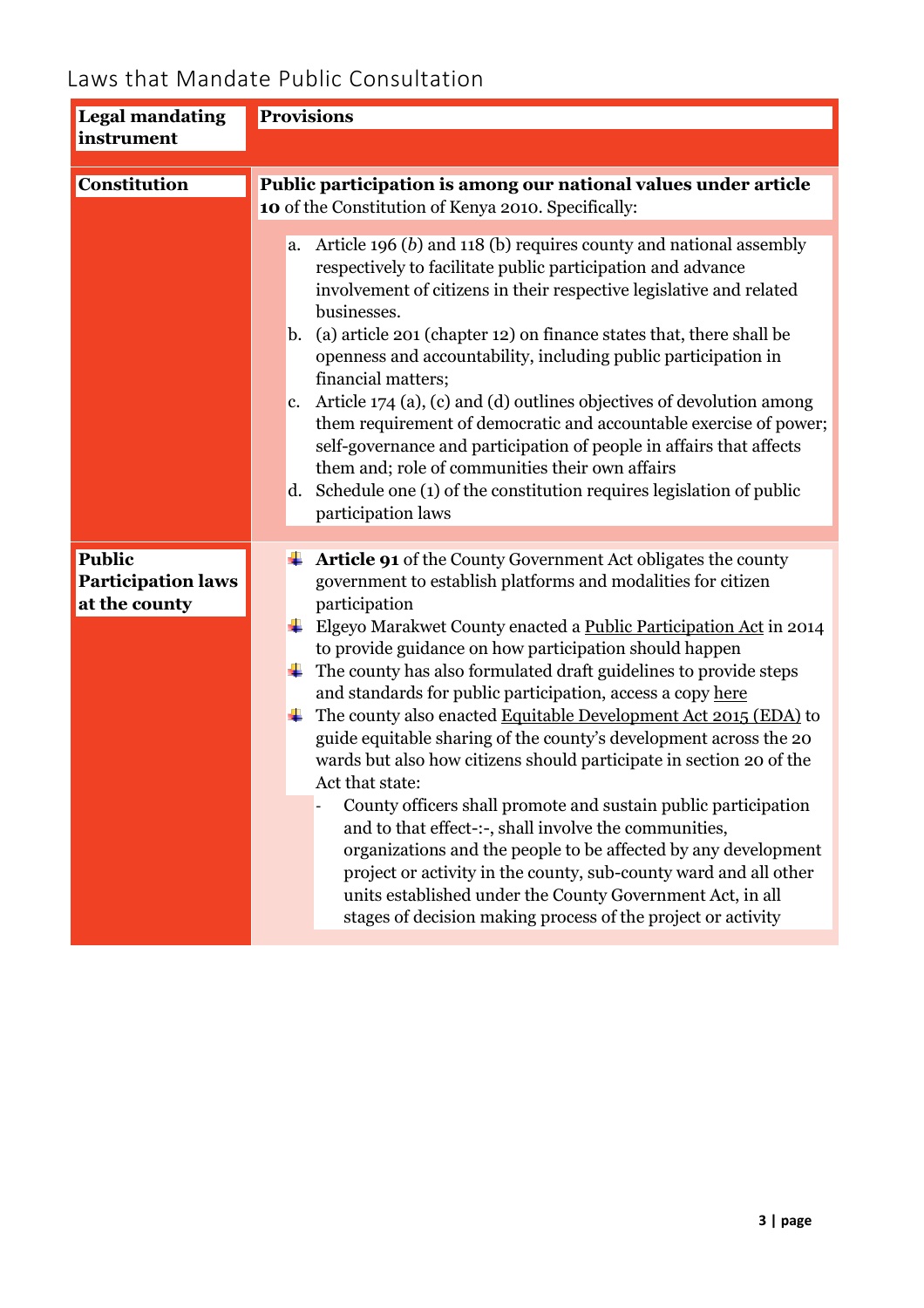## Laws that Mandate Public Consultation

| Legal mandating instrument | Provisions |
|---|---|
| **Constitution** | **Public participation is among our national values under article 10** of the Constitution of Kenya 2010. Specifically:<br><br>a. Article 196 (*b*) and 118 (b) requires county and national assembly respectively to facilitate public participation and advance involvement of citizens in their respective legislative and related businesses.<br>b. (a) article 201 (chapter 12) on finance states that, there shall be openness and accountability, including public participation in financial matters;<br>c. Article 174 (a), (c) and (d) outlines objectives of devolution among them requirement of democratic and accountable exercise of power; self-governance and participation of people in affairs that affects them and; role of communities their own affairs<br>d. Schedule one (1) of the constitution requires legislation of public participation laws |
| **Public Participation laws at the county** | - **Article 91** of the County Government Act obligates the county government to establish platforms and modalities for citizen participation<br>- Elgeyo Marakwet County enacted a Public Participation Act in 2014 to provide guidance on how participation should happen<br>- The county has also formulated draft guidelines to provide steps and standards for public participation, access a copy here<br>- The county also enacted Equitable Development Act 2015 (EDA) to guide equitable sharing of the county's development across the 20 wards but also how citizens should participate in section 20 of the Act that state:<br>&nbsp;&nbsp;&nbsp;&nbsp;- County officers shall promote and sustain public participation and to that effect-:-, shall involve the communities, organizations and the people to be affected by any development project or activity in the county, sub-county ward and all other units established under the County Government Act, in all stages of decision making process of the project or activity |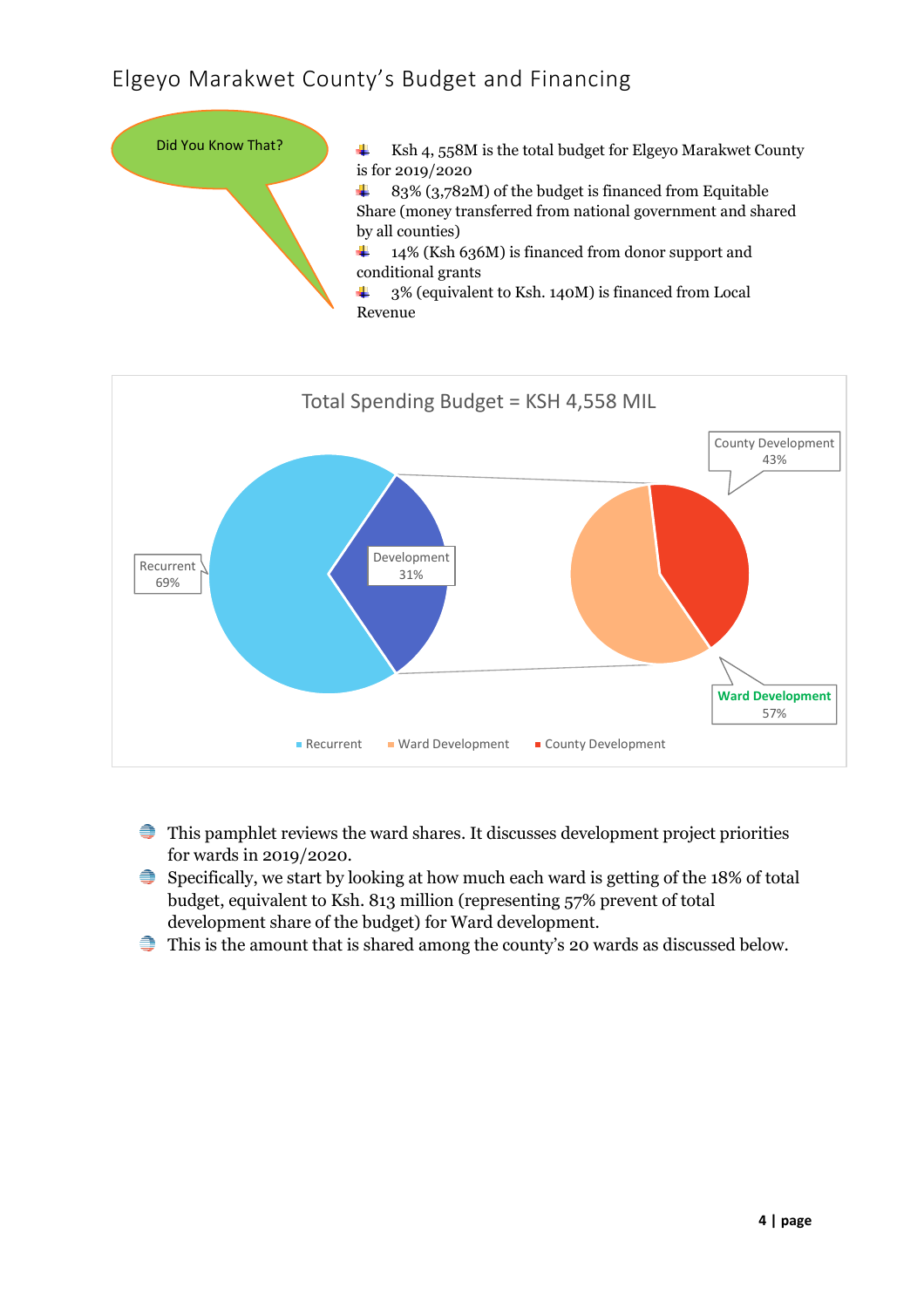# Elgeyo Marakwet County's Budget and Financing

Did You Know That?

- Ksh 4, 558M is the total budget for Elgeyo Marakwet County is for 2019/2020
- 83% (3,782M) of the budget is financed from Equitable Share (money transferred from national government and shared by all counties)
- 14% (Ksh 636M) is financed from donor support and conditional grants
- 3% (equivalent to Ksh. 140M) is financed from Local Revenue

Total Spending Budget = KSH 4,558 MIL

- Recurrent 69%
- Development 31%
  - County Development 43%
  - Ward Development 57%

Recurrent | Ward Development | County Development

- This pamphlet reviews the ward shares. It discusses development project priorities for wards in 2019/2020.
- Specifically, we start by looking at how much each ward is getting of the 18% of total budget, equivalent to Ksh. 813 million (representing 57% prevent of total development share of the budget) for Ward development.
- This is the amount that is shared among the county's 20 wards as discussed below.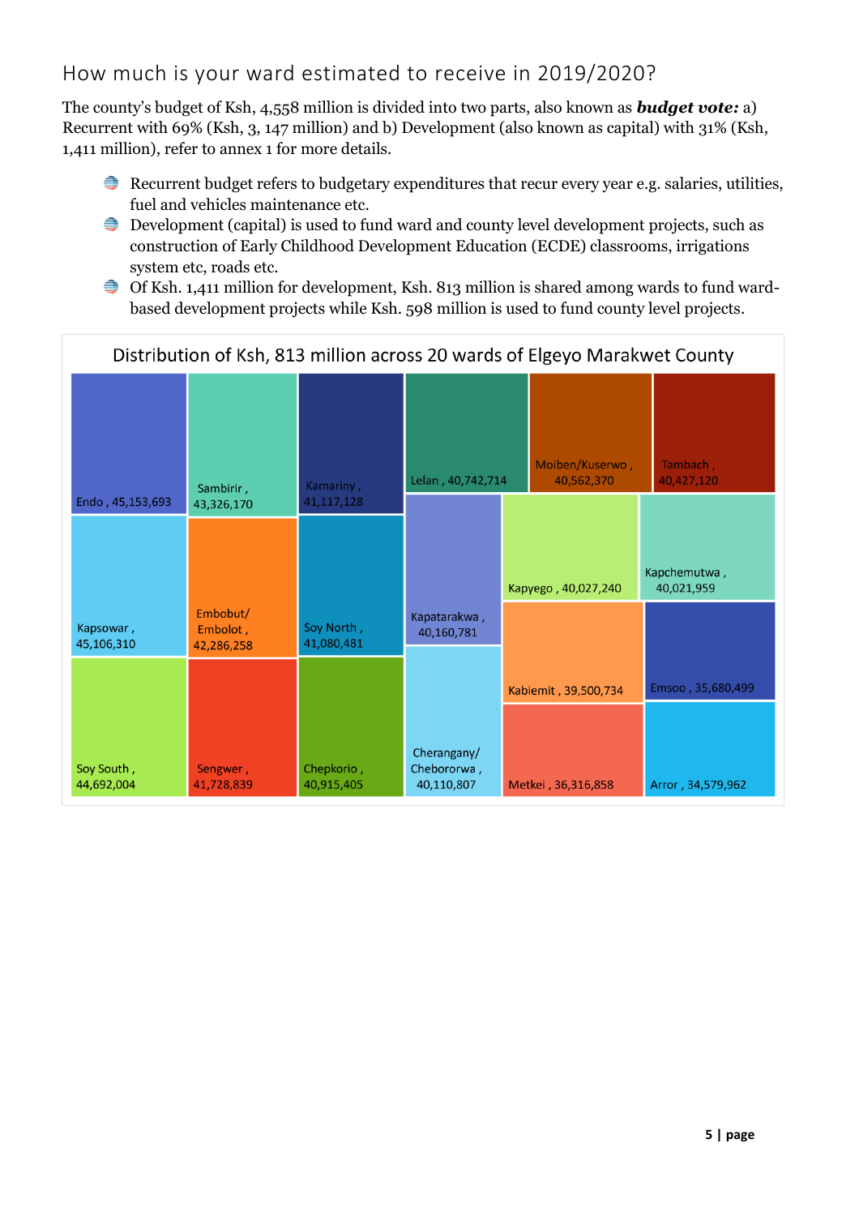## How much is your ward estimated to receive in 2019/2020?

The county's budget of Ksh, 4,558 million is divided into two parts, also known as ***budget vote:*** a) Recurrent with 69% (Ksh, 3, 147 million) and b) Development (also known as capital) with 31% (Ksh, 1,411 million), refer to annex 1 for more details.

- Recurrent budget refers to budgetary expenditures that recur every year e.g. salaries, utilities, fuel and vehicles maintenance etc.
- Development (capital) is used to fund ward and county level development projects, such as construction of Early Childhood Development Education (ECDE) classrooms, irrigations system etc, roads etc.
- Of Ksh. 1,411 million for development, Ksh. 813 million is shared among wards to fund ward-based development projects while Ksh. 598 million is used to fund county level projects.

**Distribution of Ksh, 813 million across 20 wards of Elgeyo Marakwet County**

| Ward | Amount (Ksh) |
|---|---|
| Endo | 45,153,693 |
| Kapsowar | 45,106,310 |
| Soy South | 44,692,004 |
| Sambirir | 43,326,170 |
| Embobut/ Embolot | 42,286,258 |
| Sengwer | 41,728,839 |
| Kamariny | 41,117,128 |
| Soy North | 41,080,481 |
| Chepkorio | 40,915,405 |
| Lelan | 40,742,714 |
| Moiben/Kuserwo | 40,562,370 |
| Tambach | 40,427,120 |
| Kapatarakwa | 40,160,781 |
| Cherangany/ Chebororwa | 40,110,807 |
| Kapyego | 40,027,240 |
| Kapchemutwa | 40,021,959 |
| Kabiemit | 39,500,734 |
| Emsoo | 35,680,499 |
| Metkei | 36,316,858 |
| Arror | 34,579,962 |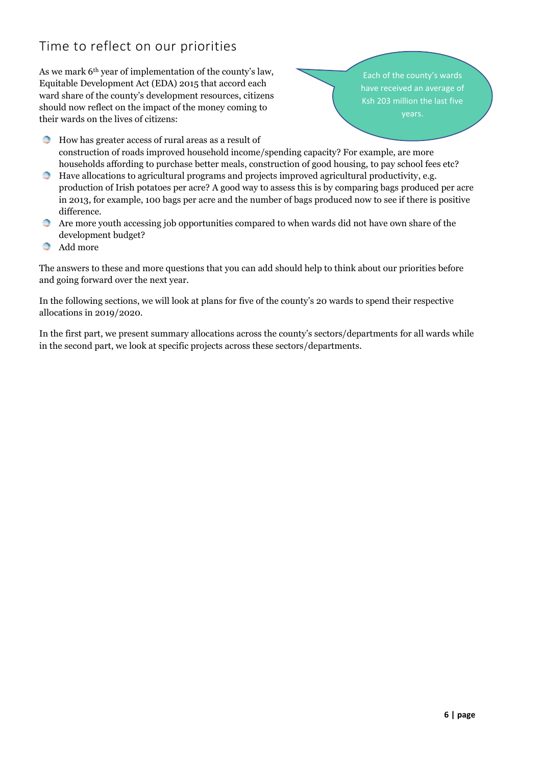## Time to reflect on our priorities

As we mark 6th year of implementation of the county's law, Equitable Development Act (EDA) 2015 that accord each ward share of the county's development resources, citizens should now reflect on the impact of the money coming to their wards on the lives of citizens:

Each of the county's wards have received an average of Ksh 203 million the last five years.

- How has greater access of rural areas as a result of construction of roads improved household income/spending capacity? For example, are more households affording to purchase better meals, construction of good housing, to pay school fees etc?
- Have allocations to agricultural programs and projects improved agricultural productivity, e.g. production of Irish potatoes per acre? A good way to assess this is by comparing bags produced per acre in 2013, for example, 100 bags per acre and the number of bags produced now to see if there is positive difference.
- Are more youth accessing job opportunities compared to when wards did not have own share of the development budget?
- Add more

The answers to these and more questions that you can add should help to think about our priorities before and going forward over the next year.

In the following sections, we will look at plans for five of the county's 20 wards to spend their respective allocations in 2019/2020.

In the first part, we present summary allocations across the county's sectors/departments for all wards while in the second part, we look at specific projects across these sectors/departments.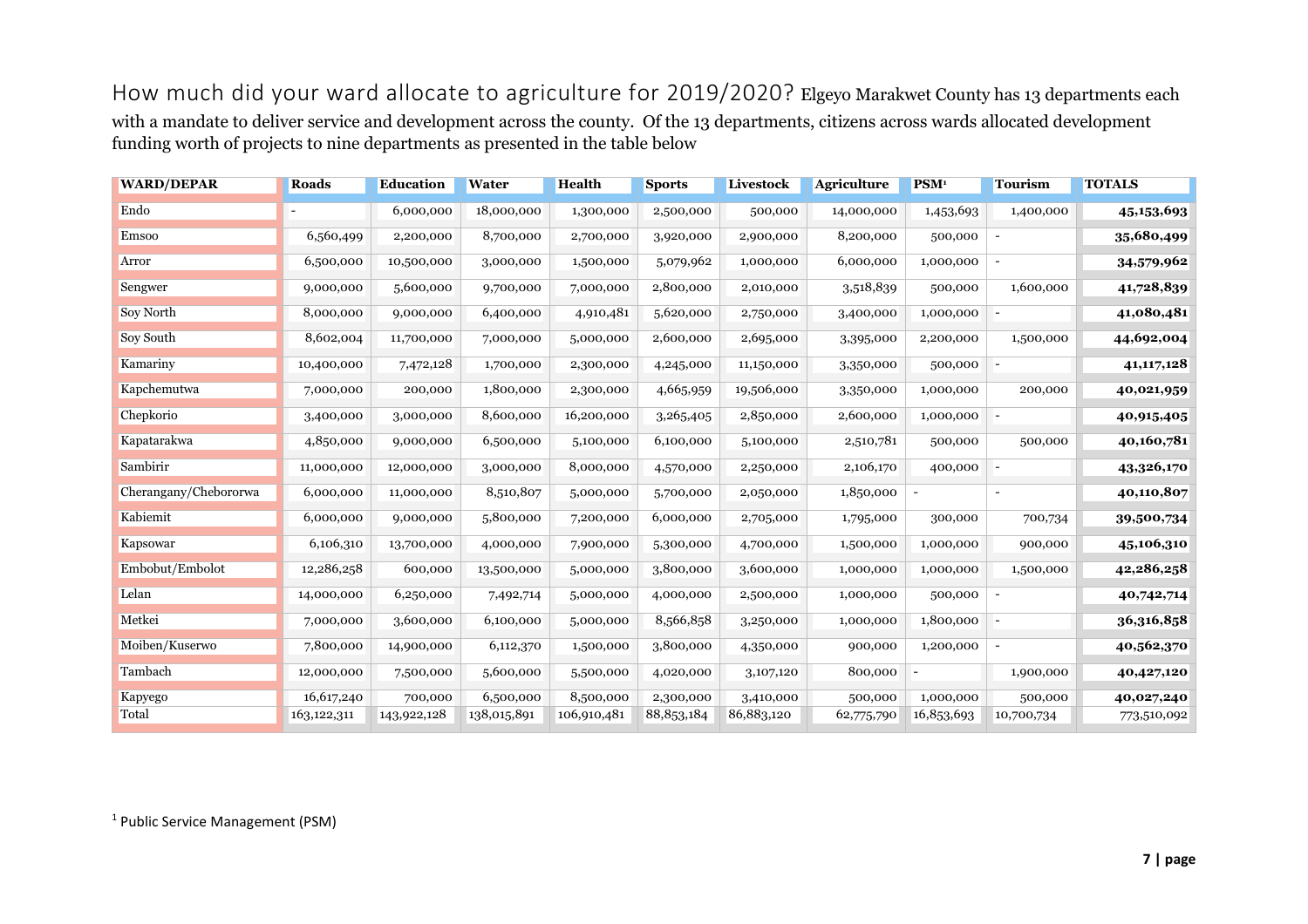How much did your ward allocate to agriculture for 2019/2020? Elgeyo Marakwet County has 13 departments each with a mandate to deliver service and development across the county. Of the 13 departments, citizens across wards allocated development funding worth of projects to nine departments as presented in the table below

| WARD/DEPAR | Roads | Education | Water | Health | Sports | Livestock | Agriculture | PSM[1] | Tourism | TOTALS |
|---|---|---|---|---|---|---|---|---|---|---|
| Endo | - | 6,000,000 | 18,000,000 | 1,300,000 | 2,500,000 | 500,000 | 14,000,000 | 1,453,693 | 1,400,000 | **45,153,693** |
| Emsoo | 6,560,499 | 2,200,000 | 8,700,000 | 2,700,000 | 3,920,000 | 2,900,000 | 8,200,000 | 500,000 | - | **35,680,499** |
| Arror | 6,500,000 | 10,500,000 | 3,000,000 | 1,500,000 | 5,079,962 | 1,000,000 | 6,000,000 | 1,000,000 | - | **34,579,962** |
| Sengwer | 9,000,000 | 5,600,000 | 9,700,000 | 7,000,000 | 2,800,000 | 2,010,000 | 3,518,839 | 500,000 | 1,600,000 | **41,728,839** |
| Soy North | 8,000,000 | 9,000,000 | 6,400,000 | 4,910,481 | 5,620,000 | 2,750,000 | 3,400,000 | 1,000,000 | - | **41,080,481** |
| Soy South | 8,602,004 | 11,700,000 | 7,000,000 | 5,000,000 | 2,600,000 | 2,695,000 | 3,395,000 | 2,200,000 | 1,500,000 | **44,692,004** |
| Kamariny | 10,400,000 | 7,472,128 | 1,700,000 | 2,300,000 | 4,245,000 | 11,150,000 | 3,350,000 | 500,000 | - | **41,117,128** |
| Kapchemutwa | 7,000,000 | 200,000 | 1,800,000 | 2,300,000 | 4,665,959 | 19,506,000 | 3,350,000 | 1,000,000 | 200,000 | **40,021,959** |
| Chepkorio | 3,400,000 | 3,000,000 | 8,600,000 | 16,200,000 | 3,265,405 | 2,850,000 | 2,600,000 | 1,000,000 | - | **40,915,405** |
| Kapatarakwa | 4,850,000 | 9,000,000 | 6,500,000 | 5,100,000 | 6,100,000 | 5,100,000 | 2,510,781 | 500,000 | 500,000 | **40,160,781** |
| Sambirir | 11,000,000 | 12,000,000 | 3,000,000 | 8,000,000 | 4,570,000 | 2,250,000 | 2,106,170 | 400,000 | - | **43,326,170** |
| Cherangany/Chebororwa | 6,000,000 | 11,000,000 | 8,510,807 | 5,000,000 | 5,700,000 | 2,050,000 | 1,850,000 | - | - | **40,110,807** |
| Kabiemit | 6,000,000 | 9,000,000 | 5,800,000 | 7,200,000 | 6,000,000 | 2,705,000 | 1,795,000 | 300,000 | 700,734 | **39,500,734** |
| Kapsowar | 6,106,310 | 13,700,000 | 4,000,000 | 7,900,000 | 5,300,000 | 4,700,000 | 1,500,000 | 1,000,000 | 900,000 | **45,106,310** |
| Embobut/Embolot | 12,286,258 | 600,000 | 13,500,000 | 5,000,000 | 3,800,000 | 3,600,000 | 1,000,000 | 1,000,000 | 1,500,000 | **42,286,258** |
| Lelan | 14,000,000 | 6,250,000 | 7,492,714 | 5,000,000 | 4,000,000 | 2,500,000 | 1,000,000 | 500,000 | - | **40,742,714** |
| Metkei | 7,000,000 | 3,600,000 | 6,100,000 | 5,000,000 | 8,566,858 | 3,250,000 | 1,000,000 | 1,800,000 | - | **36,316,858** |
| Moiben/Kuserwo | 7,800,000 | 14,900,000 | 6,112,370 | 1,500,000 | 3,800,000 | 4,350,000 | 900,000 | 1,200,000 | - | **40,562,370** |
| Tambach | 12,000,000 | 7,500,000 | 5,600,000 | 5,500,000 | 4,020,000 | 3,107,120 | 800,000 | - | 1,900,000 | **40,427,120** |
| Kapyego | 16,617,240 | 700,000 | 6,500,000 | 8,500,000 | 2,300,000 | 3,410,000 | 500,000 | 1,000,000 | 500,000 | **40,027,240** |
| Total | 163,122,311 | 143,922,128 | 138,015,891 | 106,910,481 | 88,853,184 | 86,883,120 | 62,775,790 | 16,853,693 | 10,700,734 | 773,510,092 |

[1] Public Service Management (PSM)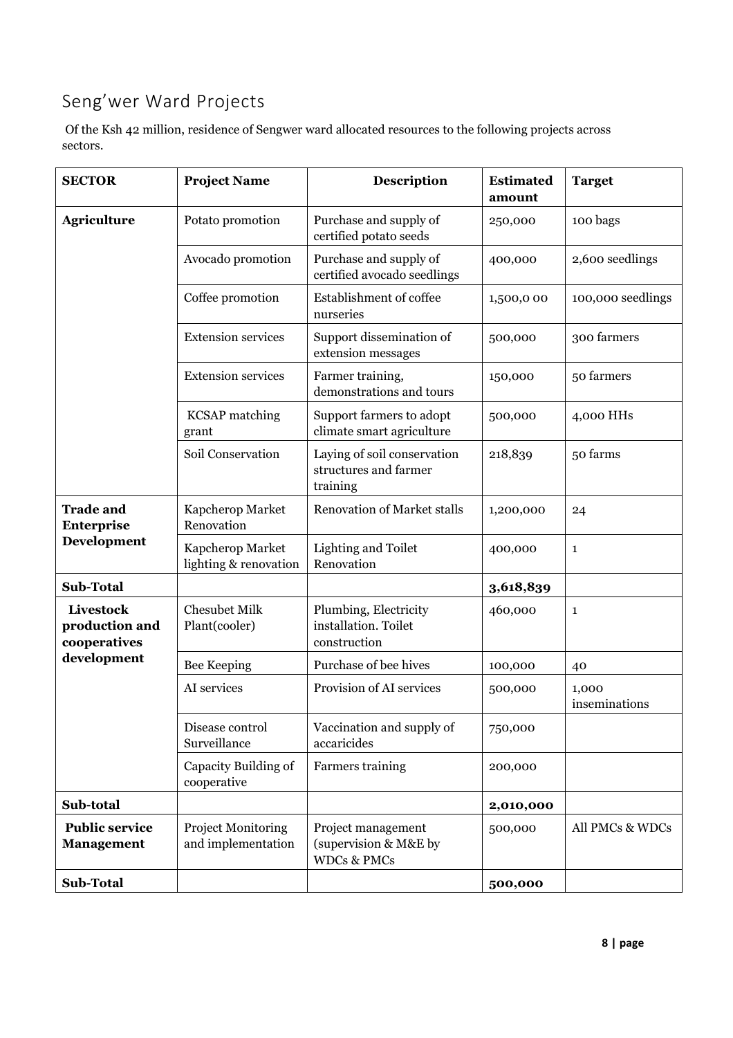## Seng'wer Ward Projects

Of the Ksh 42 million, residence of Sengwer ward allocated resources to the following projects across sectors.

| SECTOR | Project Name | Description | Estimated amount | Target |
|---|---|---|---|---|
| **Agriculture** | Potato promotion | Purchase and supply of certified potato seeds | 250,000 | 100 bags |
| | Avocado promotion | Purchase and supply of certified avocado seedlings | 400,000 | 2,600 seedlings |
| | Coffee promotion | Establishment of coffee nurseries | 1,500,0 00 | 100,000 seedlings |
| | Extension services | Support dissemination of extension messages | 500,000 | 300 farmers |
| | Extension services | Farmer training, demonstrations and tours | 150,000 | 50 farmers |
| | KCSAP matching grant | Support farmers to adopt climate smart agriculture | 500,000 | 4,000 HHs |
| | Soil Conservation | Laying of soil conservation structures and farmer training | 218,839 | 50 farms |
| **Trade and Enterprise Development** | Kapcherop Market Renovation | Renovation of Market stalls | 1,200,000 | 24 |
| | Kapcherop Market lighting & renovation | Lighting and Toilet Renovation | 400,000 | 1 |
| **Sub-Total** | | | **3,618,839** | |
| **Livestock production and cooperatives development** | Chesubet Milk Plant(cooler) | Plumbing, Electricity installation. Toilet construction | 460,000 | 1 |
| | Bee Keeping | Purchase of bee hives | 100,000 | 40 |
| | AI services | Provision of AI services | 500,000 | 1,000 inseminations |
| | Disease control Surveillance | Vaccination and supply of accaricides | 750,000 | |
| | Capacity Building of cooperative | Farmers training | 200,000 | |
| **Sub-total** | | | **2,010,000** | |
| **Public service Management** | Project Monitoring and implementation | Project management (supervision & M&E by WDCs & PMCs | 500,000 | All PMCs & WDCs |
| **Sub-Total** | | | **500,000** | |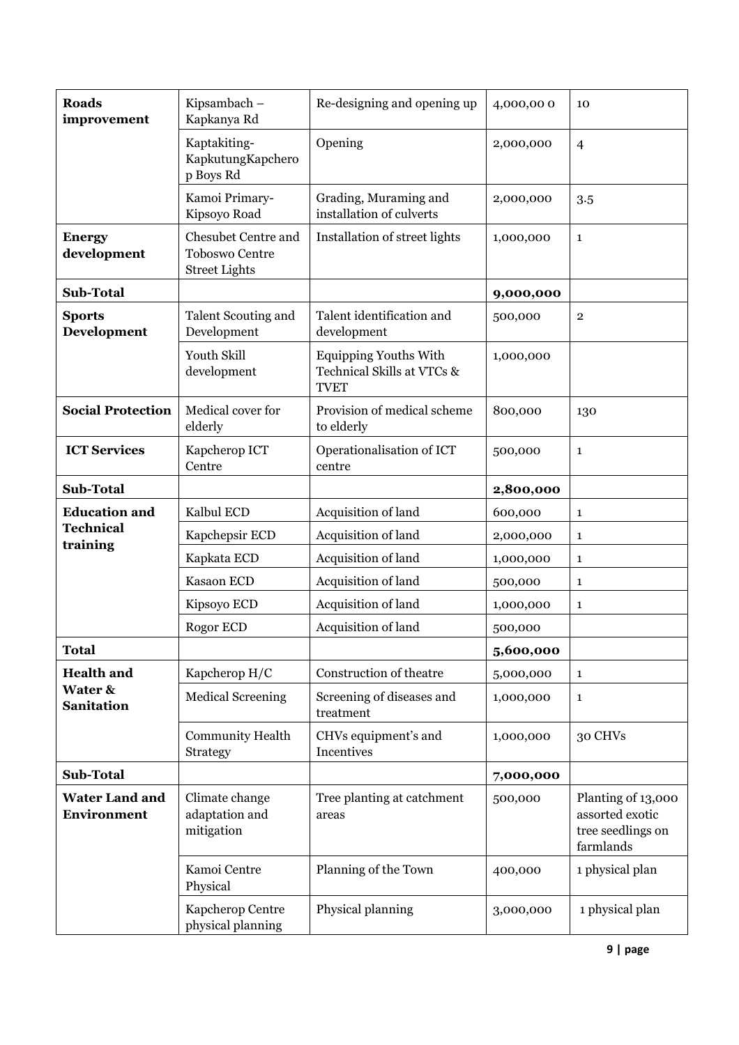| **Roads improvement** | Kipsambach – Kapkanya Rd | Re-designing and opening up | 4,000,00 0 | 10 |
|---|---|---|---|---|
| | Kaptakiting-KapkutungKapcherop Boys Rd | Opening | 2,000,000 | 4 |
| | Kamoi Primary-Kipsoyo Road | Grading, Muraming and installation of culverts | 2,000,000 | 3.5 |
| **Energy development** | Chesubet Centre and Toboswo Centre Street Lights | Installation of street lights | 1,000,000 | 1 |
| **Sub-Total** | | | **9,000,000** | |
| **Sports Development** | Talent Scouting and Development | Talent identification and development | 500,000 | 2 |
| | Youth Skill development | Equipping Youths With Technical Skills at VTCs & TVET | 1,000,000 | |
| **Social Protection** | Medical cover for elderly | Provision of medical scheme to elderly | 800,000 | 130 |
| **ICT Services** | Kapcherop ICT Centre | Operationalisation of ICT centre | 500,000 | 1 |
| **Sub-Total** | | | **2,800,000** | |
| **Education and Technical training** | Kalbul ECD | Acquisition of land | 600,000 | 1 |
| | Kapchepsir ECD | Acquisition of land | 2,000,000 | 1 |
| | Kapkata ECD | Acquisition of land | 1,000,000 | 1 |
| | Kasaon ECD | Acquisition of land | 500,000 | 1 |
| | Kipsoyo ECD | Acquisition of land | 1,000,000 | 1 |
| | Rogor ECD | Acquisition of land | 500,000 | |
| **Total** | | | **5,600,000** | |
| **Health and Water & Sanitation** | Kapcherop H/C | Construction of theatre | 5,000,000 | 1 |
| | Medical Screening | Screening of diseases and treatment | 1,000,000 | 1 |
| | Community Health Strategy | CHVs equipment's and Incentives | 1,000,000 | 30 CHVs |
| **Sub-Total** | | | **7,000,000** | |
| **Water Land and Environment** | Climate change adaptation and mitigation | Tree planting at catchment areas | 500,000 | Planting of 13,000 assorted exotic tree seedlings on farmlands |
| | Kamoi Centre Physical | Planning of the Town | 400,000 | 1 physical plan |
| | Kapcherop Centre physical planning | Physical planning | 3,000,000 | 1 physical plan |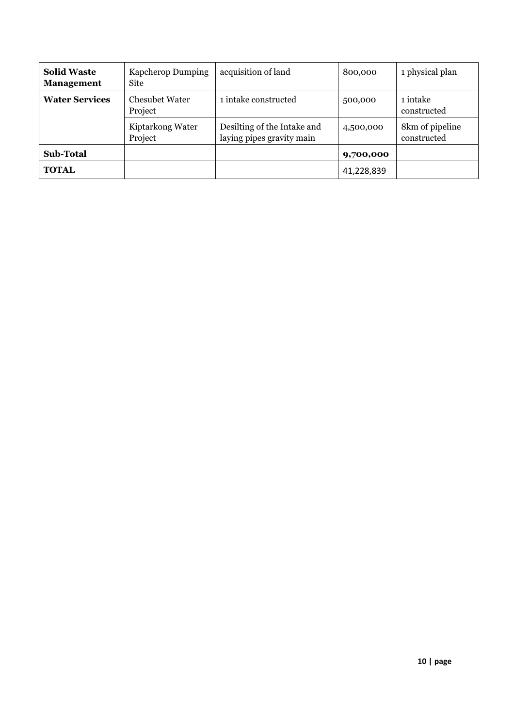| **Solid Waste Management** | Kapcherop Dumping Site | acquisition of land | 800,000 | 1 physical plan |
|---|---|---|---|---|
| **Water Services** | Chesubet Water Project | 1 intake constructed | 500,000 | 1 intake constructed |
| | Kiptarkong Water Project | Desilting of the Intake and laying pipes gravity main | 4,500,000 | 8km of pipeline constructed |
| **Sub-Total** | | | **9,700,000** | |
| **TOTAL** | | | 41,228,839 | |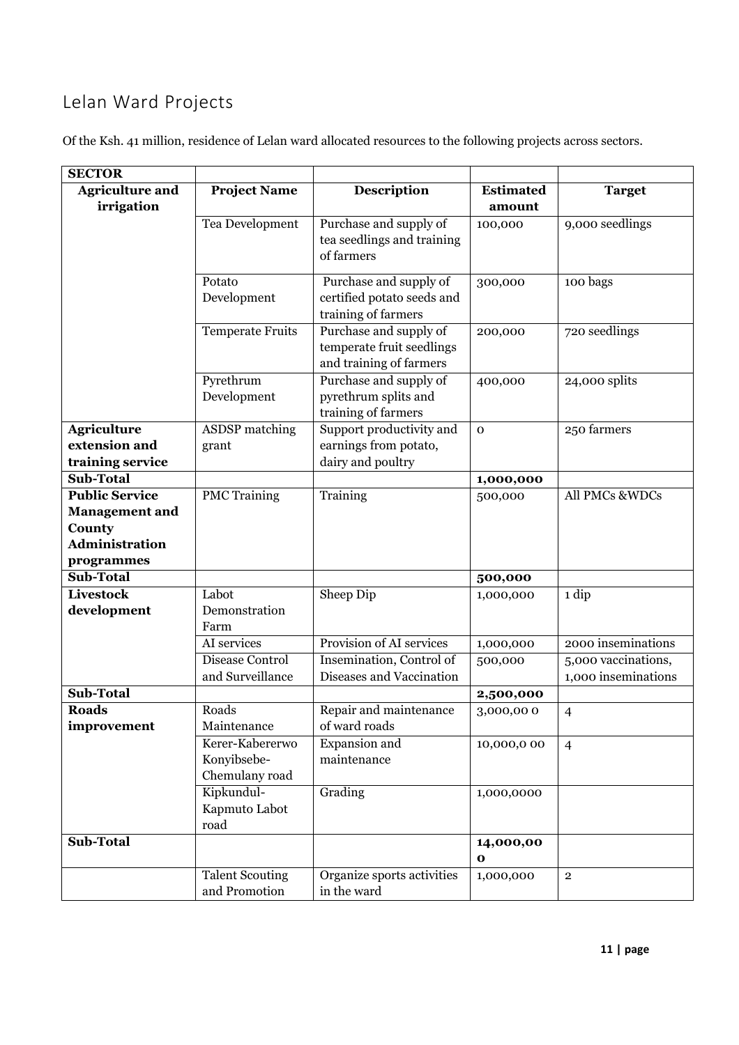## Lelan Ward Projects

Of the Ksh. 41 million, residence of Lelan ward allocated resources to the following projects across sectors.

| SECTOR | | | | |
|---|---|---|---|---|
| **Agriculture and irrigation** | **Project Name** | **Description** | **Estimated amount** | **Target** |
| | Tea Development | Purchase and supply of tea seedlings and training of farmers | 100,000 | 9,000 seedlings |
| | Potato Development | Purchase and supply of certified potato seeds and training of farmers | 300,000 | 100 bags |
| | Temperate Fruits | Purchase and supply of temperate fruit seedlings and training of farmers | 200,000 | 720 seedlings |
| | Pyrethrum Development | Purchase and supply of pyrethrum splits and training of farmers | 400,000 | 24,000 splits |
| **Agriculture extension and training service** | ASDSP matching grant | Support productivity and earnings from potato, dairy and poultry | 0 | 250 farmers |
| **Sub-Total** | | | **1,000,000** | |
| **Public Service Management and County Administration programmes** | PMC Training | Training | 500,000 | All PMCs &WDCs |
| **Sub-Total** | | | **500,000** | |
| **Livestock development** | Labot Demonstration Farm | Sheep Dip | 1,000,000 | 1 dip |
| | AI services | Provision of AI services | 1,000,000 | 2000 inseminations |
| | Disease Control and Surveillance | Insemination, Control of Diseases and Vaccination | 500,000 | 5,000 vaccinations, 1,000 inseminations |
| **Sub-Total** | | | **2,500,000** | |
| **Roads improvement** | Roads Maintenance | Repair and maintenance of ward roads | 3,000,00 0 | 4 |
| | Kerer-Kabererwo Konyibsebe-Chemulany road | Expansion and maintenance | 10,000,0 00 | 4 |
| | Kipkundul-Kapmuto Labot road | Grading | 1,000,0000 | |
| **Sub-Total** | | | **14,000,00 0** | |
| | Talent Scouting and Promotion | Organize sports activities in the ward | 1,000,000 | 2 |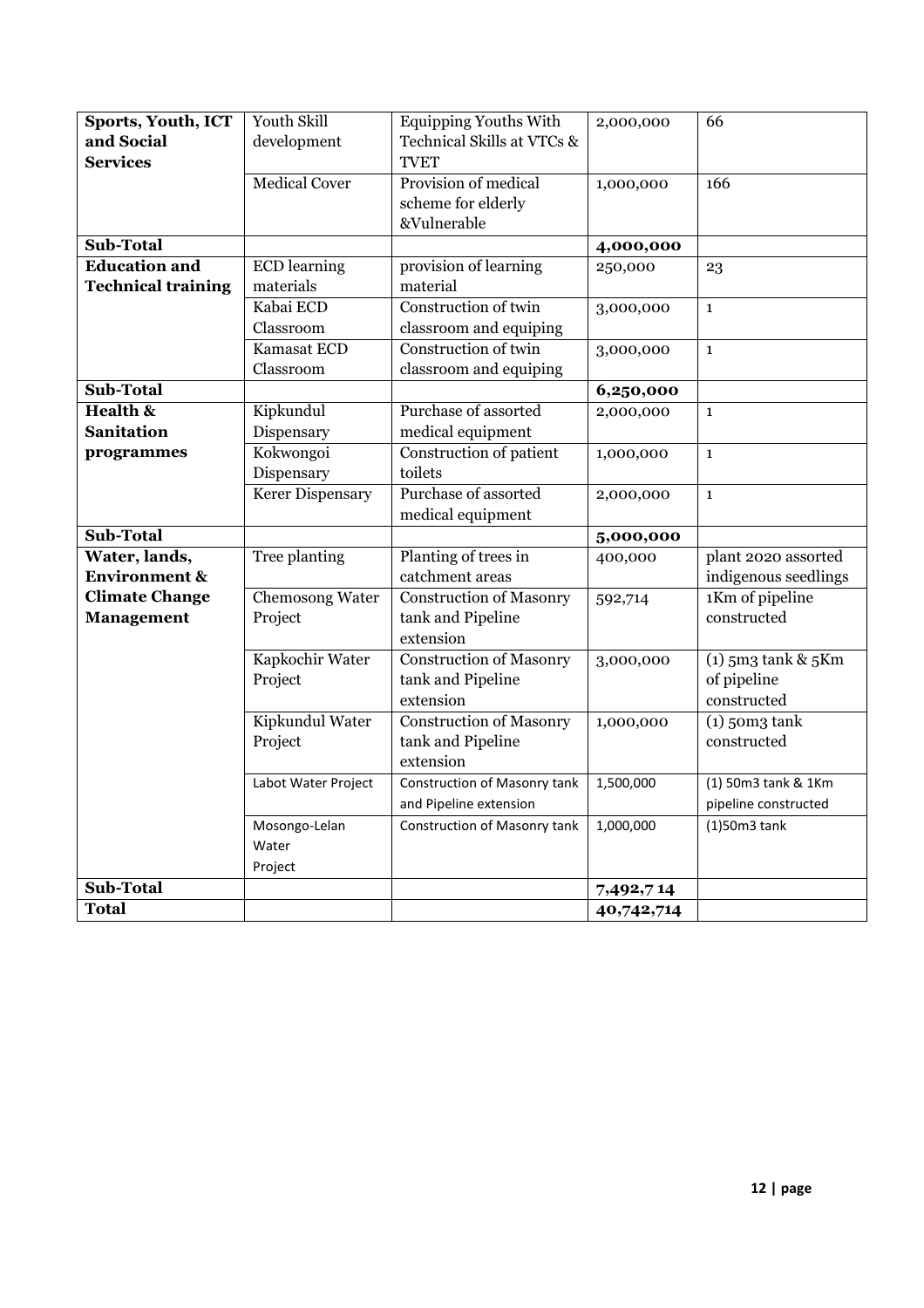| **Sports, Youth, ICT and Social Services** | Youth Skill development | Equipping Youths With Technical Skills at VTCs & TVET | 2,000,000 | 66 |
|---|---|---|---|---|
| | Medical Cover | Provision of medical scheme for elderly &Vulnerable | 1,000,000 | 166 |
| **Sub-Total** | | | **4,000,000** | |
| **Education and Technical training** | ECD learning materials | provision of learning material | 250,000 | 23 |
| | Kabai ECD Classroom | Construction of twin classroom and equiping | 3,000,000 | 1 |
| | Kamasat ECD Classroom | Construction of twin classroom and equiping | 3,000,000 | 1 |
| **Sub-Total** | | | **6,250,000** | |
| **Health & Sanitation programmes** | Kipkundul Dispensary | Purchase of assorted medical equipment | 2,000,000 | 1 |
| | Kokwongoi Dispensary | Construction of patient toilets | 1,000,000 | 1 |
| | Kerer Dispensary | Purchase of assorted medical equipment | 2,000,000 | 1 |
| **Sub-Total** | | | **5,000,000** | |
| **Water, lands, Environment & Climate Change Management** | Tree planting | Planting of trees in catchment areas | 400,000 | plant 2020 assorted indigenous seedlings |
| | Chemosong Water Project | Construction of Masonry tank and Pipeline extension | 592,714 | 1Km of pipeline constructed |
| | Kapkochir Water Project | Construction of Masonry tank and Pipeline extension | 3,000,000 | (1) 5m3 tank & 5Km of pipeline constructed |
| | Kipkundul Water Project | Construction of Masonry tank and Pipeline extension | 1,000,000 | (1) 50m3 tank constructed |
| | Labot Water Project | Construction of Masonry tank and Pipeline extension | 1,500,000 | (1) 50m3 tank & 1Km pipeline constructed |
| | Mosongo-Lelan Water Project | Construction of Masonry tank | 1,000,000 | (1)50m3 tank |
| **Sub-Total** | | | **7,492,7 14** | |
| **Total** | | | **40,742,714** | |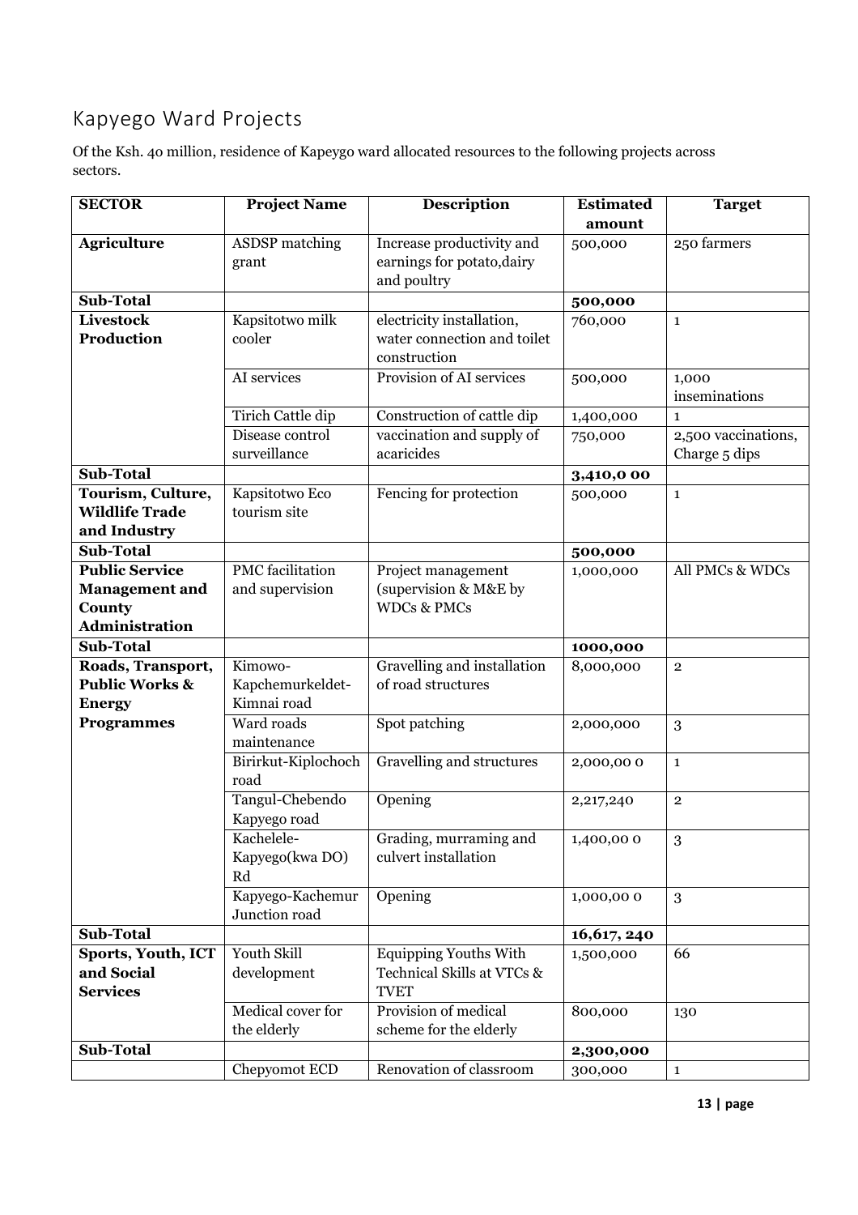## Kapyego Ward Projects

Of the Ksh. 40 million, residence of Kapeygo ward allocated resources to the following projects across sectors.

| SECTOR | Project Name | Description | Estimated amount | Target |
|---|---|---|---|---|
| **Agriculture** | ASDSP matching grant | Increase productivity and earnings for potato,dairy and poultry | 500,000 | 250 farmers |
| **Sub-Total** | | | **500,000** | |
| **Livestock Production** | Kapsitotwo milk cooler | electricity installation, water connection and toilet construction | 760,000 | 1 |
| | AI services | Provision of AI services | 500,000 | 1,000 inseminations |
| | Tirich Cattle dip | Construction of cattle dip | 1,400,000 | 1 |
| | Disease control surveillance | vaccination and supply of acaricides | 750,000 | 2,500 vaccinations, Charge 5 dips |
| **Sub-Total** | | | **3,410,0 00** | |
| **Tourism, Culture, Wildlife Trade and Industry** | Kapsitotwo Eco tourism site | Fencing for protection | 500,000 | 1 |
| **Sub-Total** | | | **500,000** | |
| **Public Service Management and County Administration** | PMC facilitation and supervision | Project management (supervision & M&E by WDCs & PMCs | 1,000,000 | All PMCs & WDCs |
| **Sub-Total** | | | **1000,000** | |
| **Roads, Transport, Public Works & Energy Programmes** | Kimowo-Kapchemurkeldet-Kimnai road | Gravelling and installation of road structures | 8,000,000 | 2 |
| | Ward roads maintenance | Spot patching | 2,000,000 | 3 |
| | Birirkut-Kiplochoch road | Gravelling and structures | 2,000,00 0 | 1 |
| | Tangul-Chebendo Kapyego road | Opening | 2,217,240 | 2 |
| | Kachelele-Kapyego(kwa DO) Rd | Grading, murraming and culvert installation | 1,400,00 0 | 3 |
| | Kapyego-Kachemur Junction road | Opening | 1,000,00 0 | 3 |
| **Sub-Total** | | | **16,617, 240** | |
| **Sports, Youth, ICT and Social Services** | Youth Skill development | Equipping Youths With Technical Skills at VTCs & TVET | 1,500,000 | 66 |
| | Medical cover for the elderly | Provision of medical scheme for the elderly | 800,000 | 130 |
| **Sub-Total** | | | **2,300,000** | |
| | Chepyomot ECD | Renovation of classroom | 300,000 | 1 |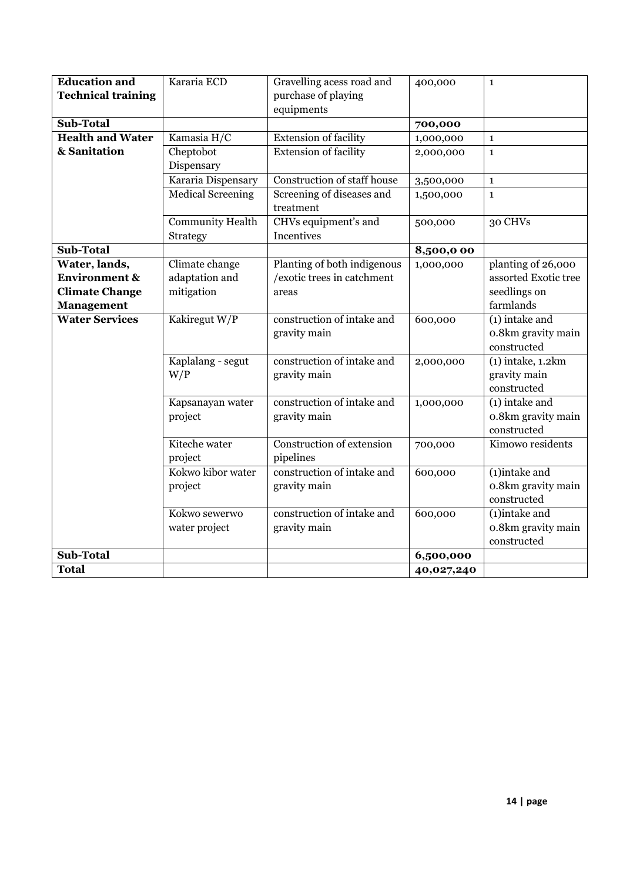| **Education and Technical training** | Kararia ECD | Gravelling acess road and purchase of playing equipments | 400,000 | 1 |
|---|---|---|---|---|
| **Sub-Total** | | | **700,000** | |
| **Health and Water & Sanitation** | Kamasia H/C | Extension of facility | 1,000,000 | 1 |
| | Cheptobot Dispensary | Extension of facility | 2,000,000 | 1 |
| | Kararia Dispensary | Construction of staff house | 3,500,000 | 1 |
| | Medical Screening | Screening of diseases and treatment | 1,500,000 | 1 |
| | Community Health Strategy | CHVs equipment's and Incentives | 500,000 | 30 CHVs |
| **Sub-Total** | | | **8,500,0 00** | |
| **Water, lands, Environment & Climate Change Management** | Climate change adaptation and mitigation | Planting of both indigenous /exotic trees in catchment areas | 1,000,000 | planting of 26,000 assorted Exotic tree seedlings on farmlands |
| **Water Services** | Kakiregut W/P | construction of intake and gravity main | 600,000 | (1) intake and 0.8km gravity main constructed |
| | Kaplalang - segut W/P | construction of intake and gravity main | 2,000,000 | (1) intake, 1.2km gravity main constructed |
| | Kapsanayan water project | construction of intake and gravity main | 1,000,000 | (1) intake and 0.8km gravity main constructed |
| | Kiteche water project | Construction of extension pipelines | 700,000 | Kimowo residents |
| | Kokwo kibor water project | construction of intake and gravity main | 600,000 | (1)intake and 0.8km gravity main constructed |
| | Kokwo sewerwo water project | construction of intake and gravity main | 600,000 | (1)intake and 0.8km gravity main constructed |
| **Sub-Total** | | | **6,500,000** | |
| **Total** | | | **40,027,240** | |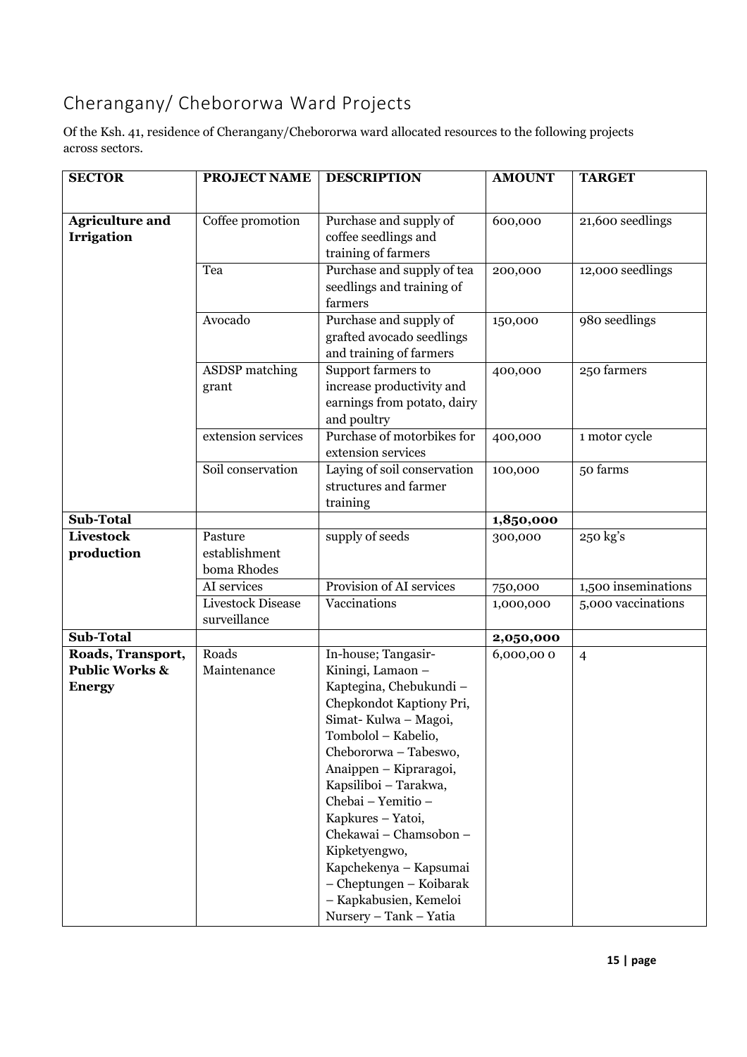## Cherangany/ Chebororwa Ward Projects

Of the Ksh. 41, residence of Cherangany/Chebororwa ward allocated resources to the following projects across sectors.

| SECTOR | PROJECT NAME | DESCRIPTION | AMOUNT | TARGET |
|---|---|---|---|---|
| **Agriculture and Irrigation** | Coffee promotion | Purchase and supply of coffee seedlings and training of farmers | 600,000 | 21,600 seedlings |
| | Tea | Purchase and supply of tea seedlings and training of farmers | 200,000 | 12,000 seedlings |
| | Avocado | Purchase and supply of grafted avocado seedlings and training of farmers | 150,000 | 980 seedlings |
| | ASDSP matching grant | Support farmers to increase productivity and earnings from potato, dairy and poultry | 400,000 | 250 farmers |
| | extension services | Purchase of motorbikes for extension services | 400,000 | 1 motor cycle |
| | Soil conservation | Laying of soil conservation structures and farmer training | 100,000 | 50 farms |
| **Sub-Total** | | | **1,850,000** | |
| **Livestock production** | Pasture establishment boma Rhodes | supply of seeds | 300,000 | 250 kg's |
| | AI services | Provision of AI services | 750,000 | 1,500 inseminations |
| | Livestock Disease surveillance | Vaccinations | 1,000,000 | 5,000 vaccinations |
| **Sub-Total** | | | **2,050,000** | |
| **Roads, Transport, Public Works & Energy** | Roads Maintenance | In-house; Tangasir-Kiningi, Lamaon – Kaptegina, Chebukundi – Chepkondot Kaptiony Pri, Simat- Kulwa – Magoi, Tombolol – Kabelio, Chebororwa – Tabeswo, Anaippen – Kipraragoi, Kapsiliboi – Tarakwa, Chebai – Yemitio – Kapkures – Yatoi, Chekawai – Chamsobon – Kipketyengwo, Kapchekenya – Kapsumai – Cheptungen – Koibarak – Kapkabusien, Kemeloi Nursery – Tank – Yatia | 6,000,00 0 | 4 |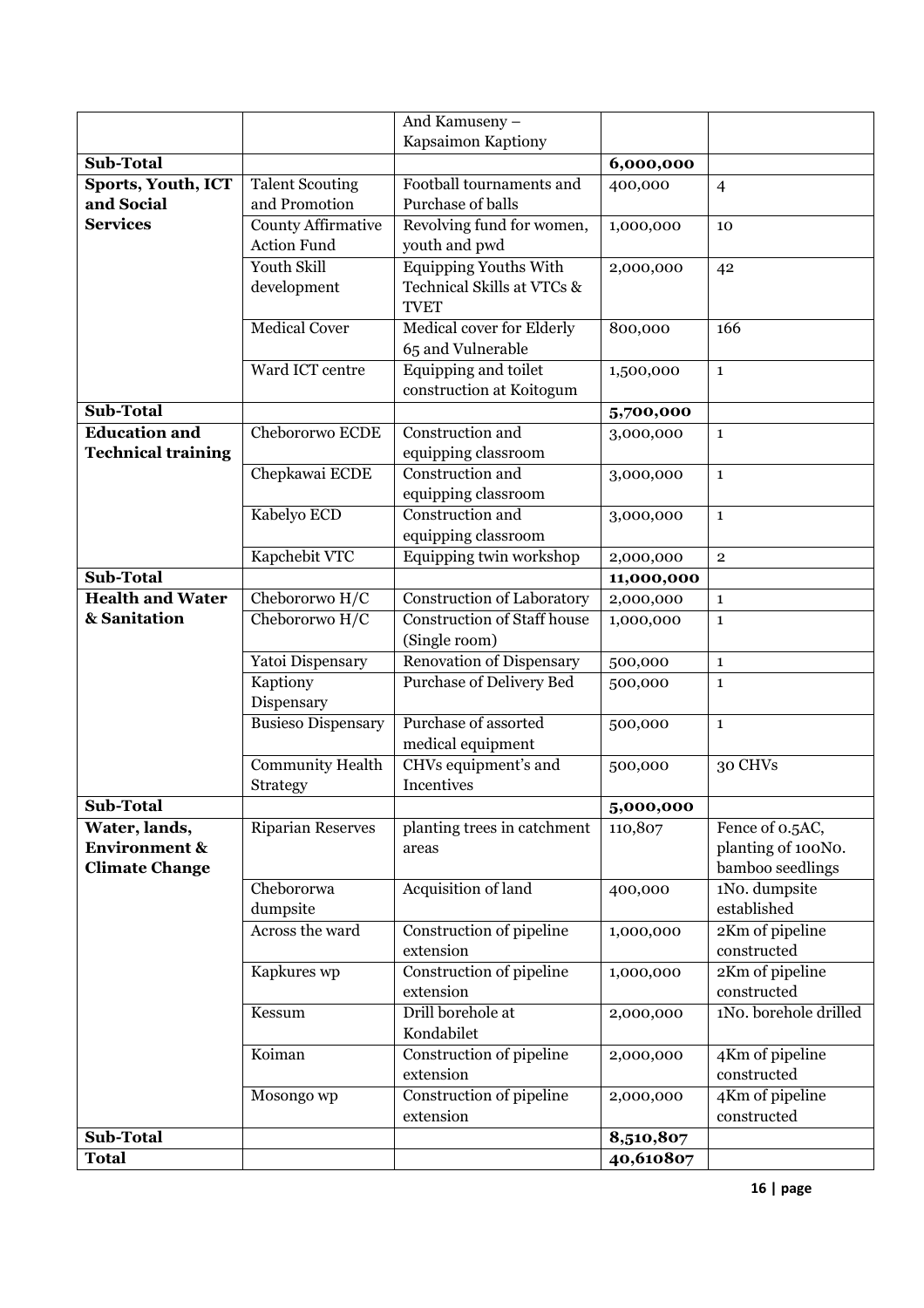| | | And Kamuseny – Kapsaimon Kaptiony | | |
|---|---|---|---|---|
| **Sub-Total** | | | **6,000,000** | |
| **Sports, Youth, ICT and Social Services** | Talent Scouting and Promotion | Football tournaments and Purchase of balls | 400,000 | 4 |
| | County Affirmative Action Fund | Revolving fund for women, youth and pwd | 1,000,000 | 10 |
| | Youth Skill development | Equipping Youths With Technical Skills at VTCs & TVET | 2,000,000 | 42 |
| | Medical Cover | Medical cover for Elderly 65 and Vulnerable | 800,000 | 166 |
| | Ward ICT centre | Equipping and toilet construction at Koitogum | 1,500,000 | 1 |
| **Sub-Total** | | | **5,700,000** | |
| **Education and Technical training** | Chebororwo ECDE | Construction and equipping classroom | 3,000,000 | 1 |
| | Chepkawai ECDE | Construction and equipping classroom | 3,000,000 | 1 |
| | Kabelyo ECD | Construction and equipping classroom | 3,000,000 | 1 |
| | Kapchebit VTC | Equipping twin workshop | 2,000,000 | 2 |
| **Sub-Total** | | | **11,000,000** | |
| **Health and Water & Sanitation** | Chebororwo H/C | Construction of Laboratory | 2,000,000 | 1 |
| | Chebororwo H/C | Construction of Staff house (Single room) | 1,000,000 | 1 |
| | Yatoi Dispensary | Renovation of Dispensary | 500,000 | 1 |
| | Kaptiony Dispensary | Purchase of Delivery Bed | 500,000 | 1 |
| | Busieso Dispensary | Purchase of assorted medical equipment | 500,000 | 1 |
| | Community Health Strategy | CHVs equipment's and Incentives | 500,000 | 30 CHVs |
| **Sub-Total** | | | **5,000,000** | |
| **Water, lands, Environment & Climate Change** | Riparian Reserves | planting trees in catchment areas | 110,807 | Fence of 0.5AC, planting of 100No. bamboo seedlings |
| | Chebororwa dumpsite | Acquisition of land | 400,000 | 1No. dumpsite established |
| | Across the ward | Construction of pipeline extension | 1,000,000 | 2Km of pipeline constructed |
| | Kapkures wp | Construction of pipeline extension | 1,000,000 | 2Km of pipeline constructed |
| | Kessum | Drill borehole at Kondabilet | 2,000,000 | 1No. borehole drilled |
| | Koiman | Construction of pipeline extension | 2,000,000 | 4Km of pipeline constructed |
| | Mosongo wp | Construction of pipeline extension | 2,000,000 | 4Km of pipeline constructed |
| **Sub-Total** | | | **8,510,807** | |
| **Total** | | | **40,610807** | |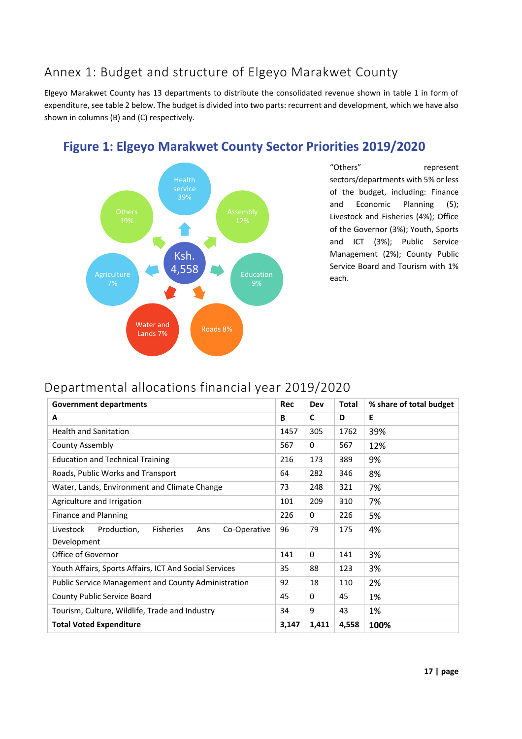# Annex 1: Budget and structure of Elgeyo Marakwet County

Elgeyo Marakwet County has 13 departments to distribute the consolidated revenue shown in table 1 in form of expenditure, see table 2 below. The budget is divided into two parts: recurrent and development, which we have also shown in columns (B) and (C) respectively.

## Figure 1: Elgeyo Marakwet County Sector Priorities 2019/2020

Ksh. 4,558

Health service 39%

Assembly 12%

Education 9%

Roads 8%

Water and Lands 7%

Agriculture 7%

Others 19%

"Others" represent sectors/departments with 5% or less of the budget, including: Finance and Economic Planning (5); Livestock and Fisheries (4%); Office of the Governor (3%); Youth, Sports and ICT (3%); Public Service Management (2%); County Public Service Board and Tourism with 1% each.

## Departmental allocations financial year 2019/2020

| Government departments | Rec | Dev | Total | % share of total budget |
|---|---|---|---|---|
| A | B | C | D | E |
| Health and Sanitation | 1457 | 305 | 1762 | 39% |
| County Assembly | 567 | 0 | 567 | 12% |
| Education and Technical Training | 216 | 173 | 389 | 9% |
| Roads, Public Works and Transport | 64 | 282 | 346 | 8% |
| Water, Lands, Environment and Climate Change | 73 | 248 | 321 | 7% |
| Agriculture and Irrigation | 101 | 209 | 310 | 7% |
| Finance and Planning | 226 | 0 | 226 | 5% |
| Livestock Production, Fisheries Ans Co-Operative Development | 96 | 79 | 175 | 4% |
| Office of Governor | 141 | 0 | 141 | 3% |
| Youth Affairs, Sports Affairs, ICT And Social Services | 35 | 88 | 123 | 3% |
| Public Service Management and County Administration | 92 | 18 | 110 | 2% |
| County Public Service Board | 45 | 0 | 45 | 1% |
| Tourism, Culture, Wildlife, Trade and Industry | 34 | 9 | 43 | 1% |
| **Total Voted Expenditure** | **3,147** | **1,411** | **4,558** | **100%** |